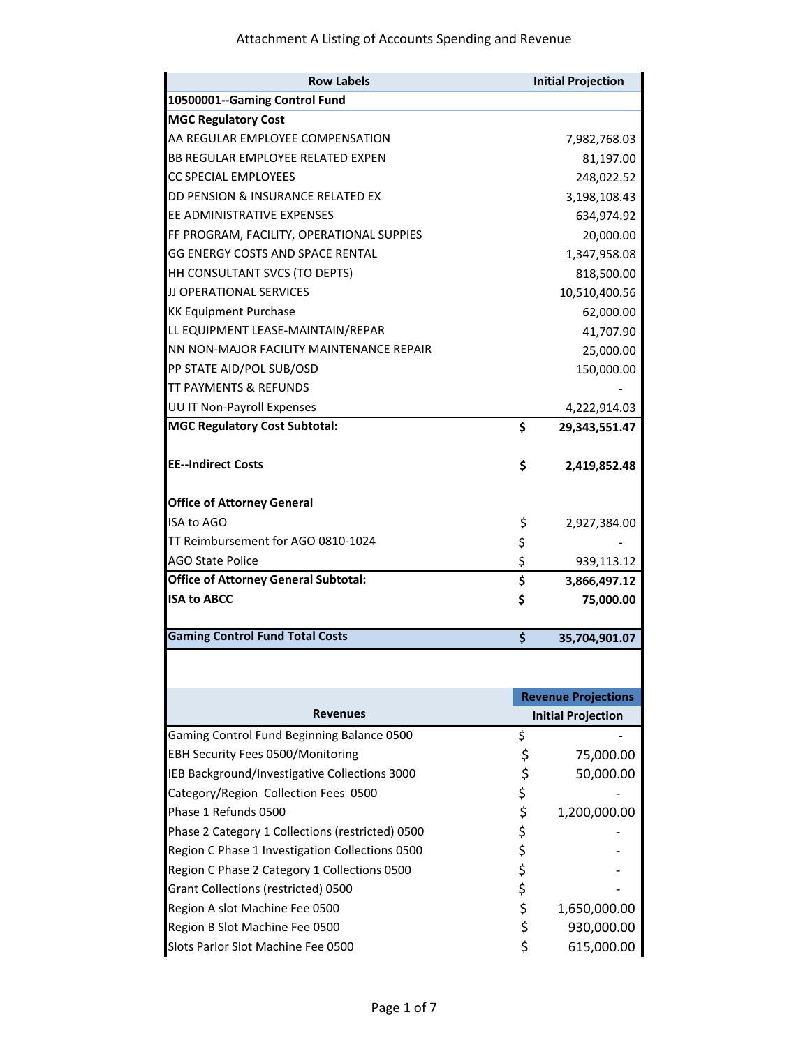# Attachment A Listing of Accounts Spending and Revenue

| Row Labels | | Initial Projection |
|---|---|---|
| **10500001--Gaming Control Fund** | | |
| **MGC Regulatory Cost** | | |
| AA REGULAR EMPLOYEE COMPENSATION | | 7,982,768.03 |
| BB REGULAR EMPLOYEE RELATED EXPEN | | 81,197.00 |
| CC SPECIAL EMPLOYEES | | 248,022.52 |
| DD PENSION & INSURANCE RELATED EX | | 3,198,108.43 |
| EE ADMINISTRATIVE EXPENSES | | 634,974.92 |
| FF PROGRAM, FACILITY, OPERATIONAL SUPPIES | | 20,000.00 |
| GG ENERGY COSTS AND SPACE RENTAL | | 1,347,958.08 |
| HH CONSULTANT SVCS (TO DEPTS) | | 818,500.00 |
| JJ OPERATIONAL SERVICES | | 10,510,400.56 |
| KK Equipment Purchase | | 62,000.00 |
| LL EQUIPMENT LEASE-MAINTAIN/REPAR | | 41,707.90 |
| NN NON-MAJOR FACILITY MAINTENANCE REPAIR | | 25,000.00 |
| PP STATE AID/POL SUB/OSD | | 150,000.00 |
| TT PAYMENTS & REFUNDS | | - |
| UU IT Non-Payroll Expenses | | 4,222,914.03 |
| **MGC Regulatory Cost Subtotal:** | **$** | **29,343,551.47** |
| **EE--Indirect Costs** | **$** | **2,419,852.48** |
| **Office of Attorney General** | | |
| ISA to AGO | $ | 2,927,384.00 |
| TT Reimbursement for AGO 0810-1024 | $ | - |
| AGO State Police | $ | 939,113.12 |
| **Office of Attorney General Subtotal:** | **$** | **3,866,497.12** |
| **ISA to ABCC** | **$** | **75,000.00** |
| **Gaming Control Fund Total Costs** | **$** | **35,704,901.07** |

| Revenues | | Revenue Projections Initial Projection |
|---|---|---|
| Gaming Control Fund Beginning Balance 0500 | $ | - |
| EBH Security Fees 0500/Monitoring | $ | 75,000.00 |
| IEB Background/Investigative Collections 3000 | $ | 50,000.00 |
| Category/Region Collection Fees 0500 | $ | - |
| Phase 1 Refunds 0500 | $ | 1,200,000.00 |
| Phase 2 Category 1 Collections (restricted) 0500 | $ | - |
| Region C Phase 1 Investigation Collections 0500 | $ | - |
| Region C Phase 2 Category 1 Collections 0500 | $ | - |
| Grant Collections (restricted) 0500 | $ | - |
| Region A slot Machine Fee 0500 | $ | 1,650,000.00 |
| Region B Slot Machine Fee 0500 | $ | 930,000.00 |
| Slots Parlor Slot Machine Fee 0500 | $ | 615,000.00 |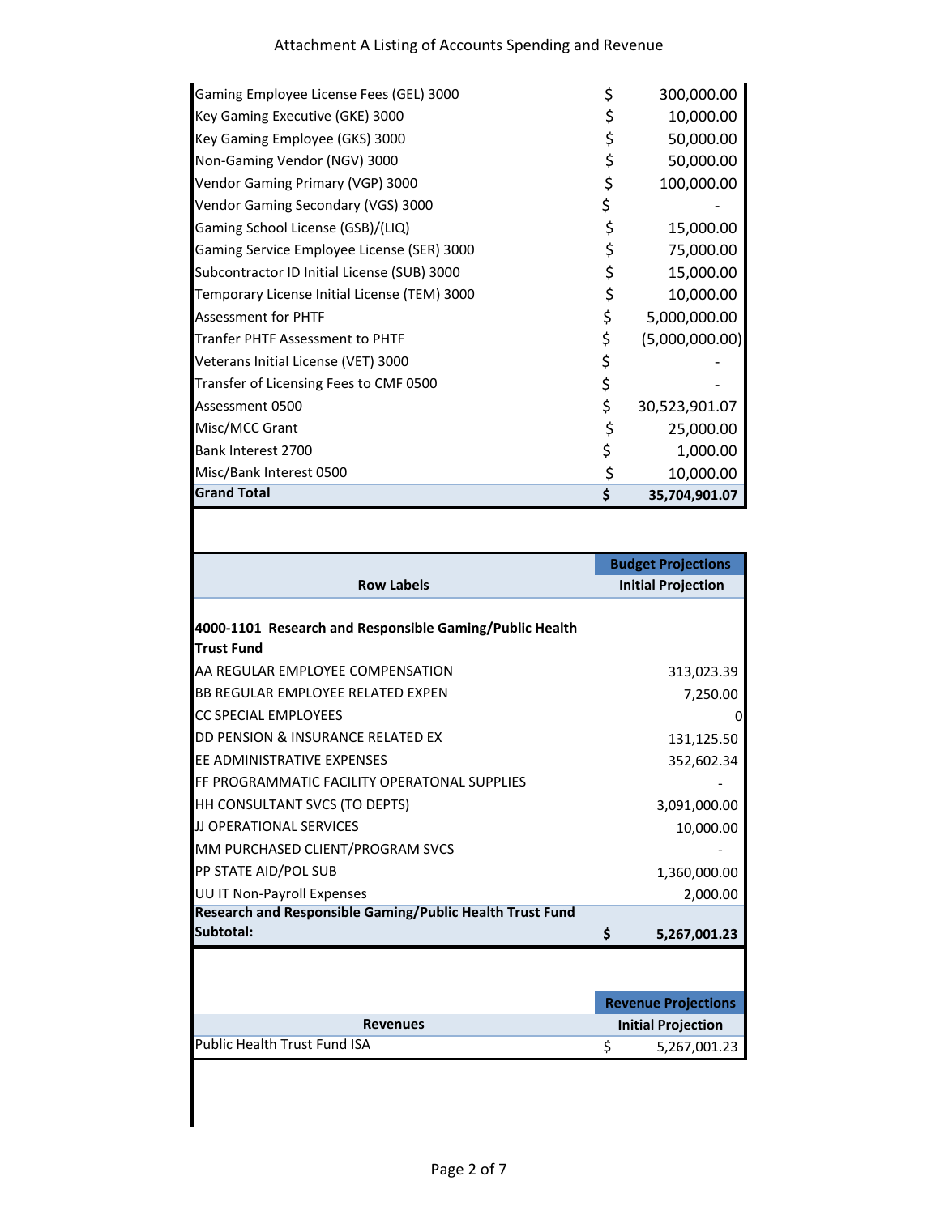Attachment A Listing of Accounts Spending and Revenue

| | |
|---|---|
| Gaming Employee License Fees (GEL) 3000 | $ 300,000.00 |
| Key Gaming Executive (GKE) 3000 | $ 10,000.00 |
| Key Gaming Employee (GKS) 3000 | $ 50,000.00 |
| Non-Gaming Vendor (NGV) 3000 | $ 50,000.00 |
| Vendor Gaming Primary (VGP) 3000 | $ 100,000.00 |
| Vendor Gaming Secondary (VGS) 3000 | $ - |
| Gaming School License (GSB)/(LIQ) | $ 15,000.00 |
| Gaming Service Employee License (SER) 3000 | $ 75,000.00 |
| Subcontractor ID Initial License (SUB) 3000 | $ 15,000.00 |
| Temporary License Initial License (TEM) 3000 | $ 10,000.00 |
| Assessment for PHTF | $ 5,000,000.00 |
| Tranfer PHTF Assessment to PHTF | $ (5,000,000.00) |
| Veterans Initial License (VET) 3000 | $ - |
| Transfer of Licensing Fees to CMF 0500 | $ - |
| Assessment 0500 | $ 30,523,901.07 |
| Misc/MCC Grant | $ 25,000.00 |
| Bank Interest 2700 | $ 1,000.00 |
| Misc/Bank Interest 0500 | $ 10,000.00 |
| **Grand Total** | **$ 35,704,901.07** |

| Row Labels | Budget Projections<br>Initial Projection |
|---|---|
| **4000-1101 Research and Responsible Gaming/Public Health Trust Fund** | |
| AA REGULAR EMPLOYEE COMPENSATION | 313,023.39 |
| BB REGULAR EMPLOYEE RELATED EXPEN | 7,250.00 |
| CC SPECIAL EMPLOYEES | 0 |
| DD PENSION & INSURANCE RELATED EX | 131,125.50 |
| EE ADMINISTRATIVE EXPENSES | 352,602.34 |
| FF PROGRAMMATIC FACILITY OPERATONAL SUPPLIES | - |
| HH CONSULTANT SVCS (TO DEPTS) | 3,091,000.00 |
| JJ OPERATIONAL SERVICES | 10,000.00 |
| MM PURCHASED CLIENT/PROGRAM SVCS | - |
| PP STATE AID/POL SUB | 1,360,000.00 |
| UU IT Non-Payroll Expenses | 2,000.00 |
| **Research and Responsible Gaming/Public Health Trust Fund Subtotal:** | **$ 5,267,001.23** |

| Revenues | Revenue Projections<br>Initial Projection |
|---|---|
| Public Health Trust Fund ISA | $ 5,267,001.23 |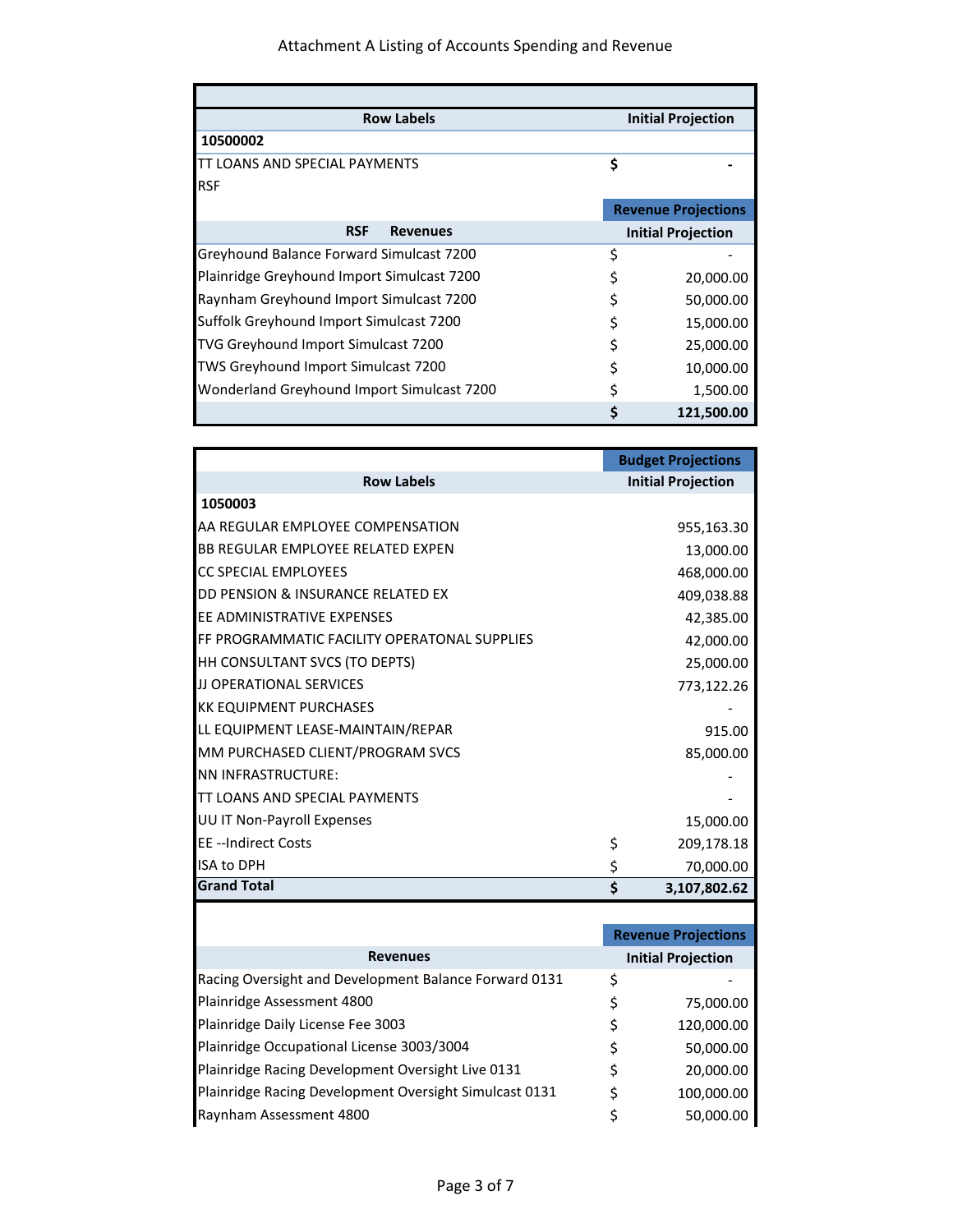Attachment A Listing of Accounts Spending and Revenue

| Row Labels | Initial Projection |
|---|---|
| **10500002** | |
| TT LOANS AND SPECIAL PAYMENTS | $ - |
| RSF | |

| RSF Revenues | Revenue Projections<br>Initial Projection |
|---|---|
| Greyhound Balance Forward Simulcast 7200 | $ - |
| Plainridge Greyhound Import Simulcast 7200 | $ 20,000.00 |
| Raynham Greyhound Import Simulcast 7200 | $ 50,000.00 |
| Suffolk Greyhound Import Simulcast 7200 | $ 15,000.00 |
| TVG Greyhound Import Simulcast 7200 | $ 25,000.00 |
| TWS Greyhound Import Simulcast 7200 | $ 10,000.00 |
| Wonderland Greyhound Import Simulcast 7200 | $ 1,500.00 |
| | **$ 121,500.00** |

| Row Labels | Budget Projections<br>Initial Projection |
|---|---|
| **1050003** | |
| AA REGULAR EMPLOYEE COMPENSATION | 955,163.30 |
| BB REGULAR EMPLOYEE RELATED EXPEN | 13,000.00 |
| CC SPECIAL EMPLOYEES | 468,000.00 |
| DD PENSION & INSURANCE RELATED EX | 409,038.88 |
| EE ADMINISTRATIVE EXPENSES | 42,385.00 |
| FF PROGRAMMATIC FACILITY OPERATONAL SUPPLIES | 42,000.00 |
| HH CONSULTANT SVCS (TO DEPTS) | 25,000.00 |
| JJ OPERATIONAL SERVICES | 773,122.26 |
| KK EQUIPMENT PURCHASES | - |
| LL EQUIPMENT LEASE-MAINTAIN/REPAR | 915.00 |
| MM PURCHASED CLIENT/PROGRAM SVCS | 85,000.00 |
| NN INFRASTRUCTURE: | - |
| TT LOANS AND SPECIAL PAYMENTS | - |
| UU IT Non-Payroll Expenses | 15,000.00 |
| EE --Indirect Costs | $ 209,178.18 |
| ISA to DPH | $ 70,000.00 |
| **Grand Total** | **$ 3,107,802.62** |

| Revenues | Revenue Projections<br>Initial Projection |
|---|---|
| Racing Oversight and Development Balance Forward 0131 | $ - |
| Plainridge Assessment 4800 | $ 75,000.00 |
| Plainridge Daily License Fee 3003 | $ 120,000.00 |
| Plainridge Occupational License 3003/3004 | $ 50,000.00 |
| Plainridge Racing Development Oversight Live 0131 | $ 20,000.00 |
| Plainridge Racing Development Oversight Simulcast 0131 | $ 100,000.00 |
| Raynham Assessment 4800 | $ 50,000.00 |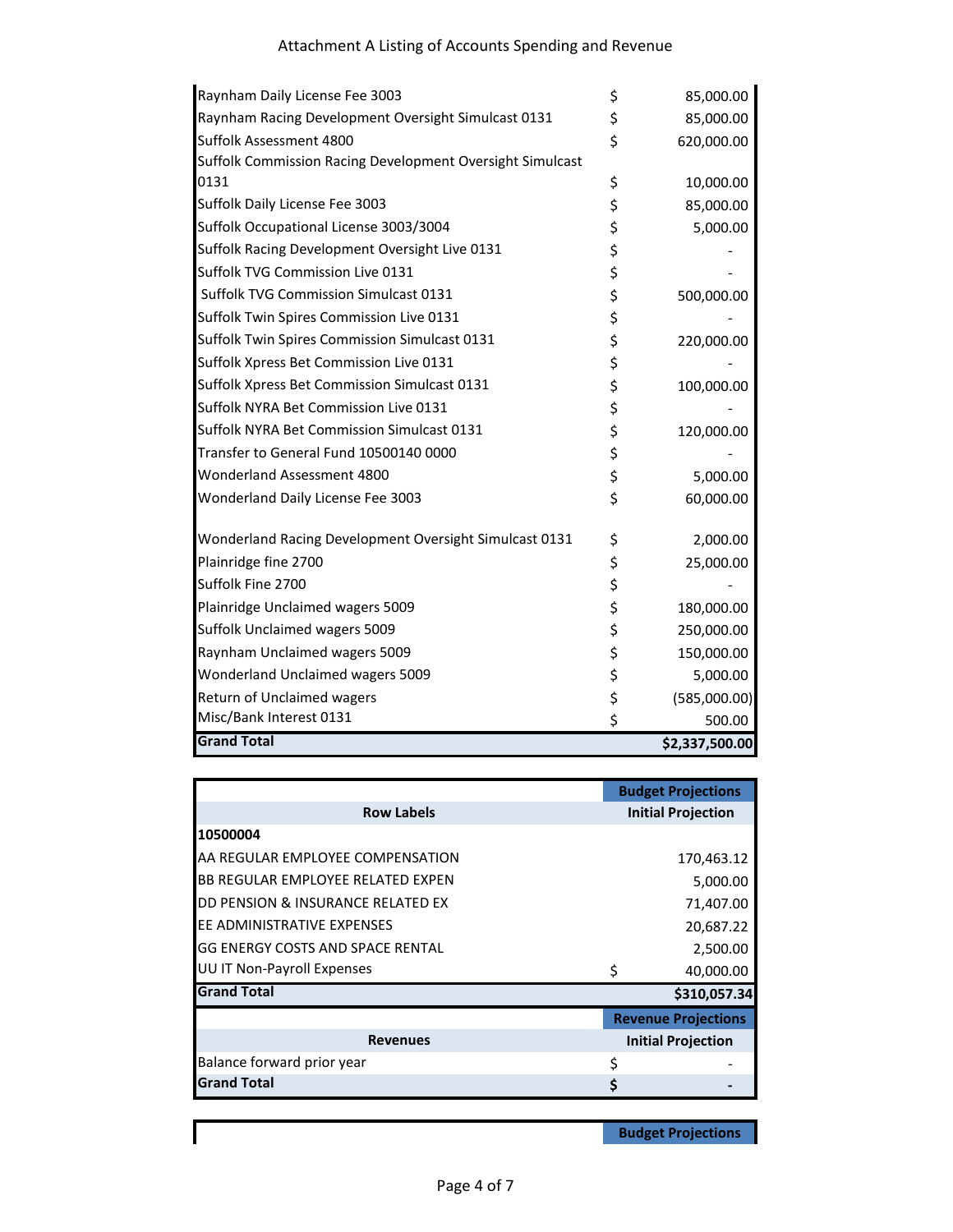Attachment A Listing of Accounts Spending and Revenue

| | | |
|---|---|---|
| Raynham Daily License Fee 3003 | $ | 85,000.00 |
| Raynham Racing Development Oversight Simulcast 0131 | $ | 85,000.00 |
| Suffolk Assessment 4800 | $ | 620,000.00 |
| Suffolk Commission Racing Development Oversight Simulcast 0131 | $ | 10,000.00 |
| Suffolk Daily License Fee 3003 | $ | 85,000.00 |
| Suffolk Occupational License 3003/3004 | $ | 5,000.00 |
| Suffolk Racing Development Oversight Live 0131 | $ | - |
| Suffolk TVG Commission Live 0131 | $ | - |
| Suffolk TVG Commission Simulcast 0131 | $ | 500,000.00 |
| Suffolk Twin Spires Commission Live 0131 | $ | - |
| Suffolk Twin Spires Commission Simulcast 0131 | $ | 220,000.00 |
| Suffolk Xpress Bet Commission Live 0131 | $ | - |
| Suffolk Xpress Bet Commission Simulcast 0131 | $ | 100,000.00 |
| Suffolk NYRA Bet Commission Live 0131 | $ | - |
| Suffolk NYRA Bet Commission Simulcast 0131 | $ | 120,000.00 |
| Transfer to General Fund 10500140 0000 | $ | - |
| Wonderland Assessment 4800 | $ | 5,000.00 |
| Wonderland Daily License Fee 3003 | $ | 60,000.00 |
| Wonderland Racing Development Oversight Simulcast 0131 | $ | 2,000.00 |
| Plainridge fine 2700 | $ | 25,000.00 |
| Suffolk Fine 2700 | $ | - |
| Plainridge Unclaimed wagers 5009 | $ | 180,000.00 |
| Suffolk Unclaimed wagers 5009 | $ | 250,000.00 |
| Raynham Unclaimed wagers 5009 | $ | 150,000.00 |
| Wonderland Unclaimed wagers 5009 | $ | 5,000.00 |
| Return of Unclaimed wagers | $ | (585,000.00) |
| Misc/Bank Interest 0131 | $ | 500.00 |
| **Grand Total** | | **$2,337,500.00** |

| | **Budget Projections** |
|---|---|
| **Row Labels** | **Initial Projection** |
| **10500004** | |
| AA REGULAR EMPLOYEE COMPENSATION | 170,463.12 |
| BB REGULAR EMPLOYEE RELATED EXPEN | 5,000.00 |
| DD PENSION & INSURANCE RELATED EX | 71,407.00 |
| EE ADMINISTRATIVE EXPENSES | 20,687.22 |
| GG ENERGY COSTS AND SPACE RENTAL | 2,500.00 |
| UU IT Non-Payroll Expenses | $ 40,000.00 |
| **Grand Total** | **$310,057.34** |

| | **Revenue Projections** |
|---|---|
| **Revenues** | **Initial Projection** |
| Balance forward prior year | $ - |
| **Grand Total** | **$ -** |

| | **Budget Projections** |
|---|---|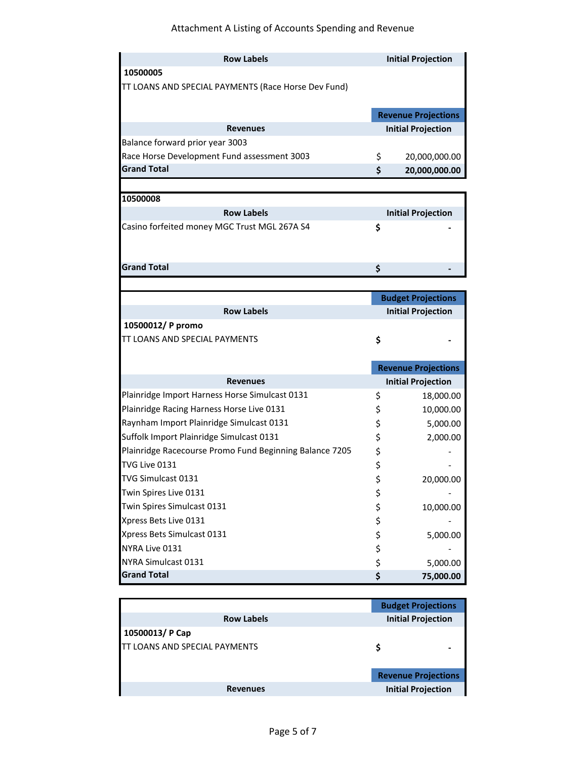Attachment A Listing of Accounts Spending and Revenue

| Row Labels | Initial Projection |
|---|---|
| **10500005** | |
| TT LOANS AND SPECIAL PAYMENTS (Race Horse Dev Fund) | |

| | **Revenue Projections** |
|---|---|
| **Revenues** | **Initial Projection** |
| Balance forward prior year 3003 | |
| Race Horse Development Fund assessment 3003 | $ 20,000,000.00 |
| **Grand Total** | **$ 20,000,000.00** |

| **10500008** | |
|---|---|
| **Row Labels** | **Initial Projection** |
| Casino forfeited money MGC Trust MGL 267A S4 | **$ -** |
| **Grand Total** | **$ -** |

| | **Budget Projections** |
|---|---|
| **Row Labels** | **Initial Projection** |
| **10500012/ P promo** | |
| TT LOANS AND SPECIAL PAYMENTS | **$ -** |

| | **Revenue Projections** |
|---|---|
| **Revenues** | **Initial Projection** |
| Plainridge Import Harness Horse Simulcast 0131 | $ 18,000.00 |
| Plainridge Racing Harness Horse Live 0131 | $ 10,000.00 |
| Raynham Import Plainridge Simulcast 0131 | $ 5,000.00 |
| Suffolk Import Plainridge Simulcast 0131 | $ 2,000.00 |
| Plainridge Racecourse Promo Fund Beginning Balance 7205 | $ - |
| TVG Live 0131 | $ - |
| TVG Simulcast 0131 | $ 20,000.00 |
| Twin Spires Live 0131 | $ - |
| Twin Spires Simulcast 0131 | $ 10,000.00 |
| Xpress Bets Live 0131 | $ - |
| Xpress Bets Simulcast 0131 | $ 5,000.00 |
| NYRA Live 0131 | $ - |
| NYRA Simulcast 0131 | $ 5,000.00 |
| **Grand Total** | **$ 75,000.00** |

| | **Budget Projections** |
|---|---|
| **Row Labels** | **Initial Projection** |
| **10500013/ P Cap** | |
| TT LOANS AND SPECIAL PAYMENTS | **$ -** |

| | **Revenue Projections** |
|---|---|
| **Revenues** | **Initial Projection** |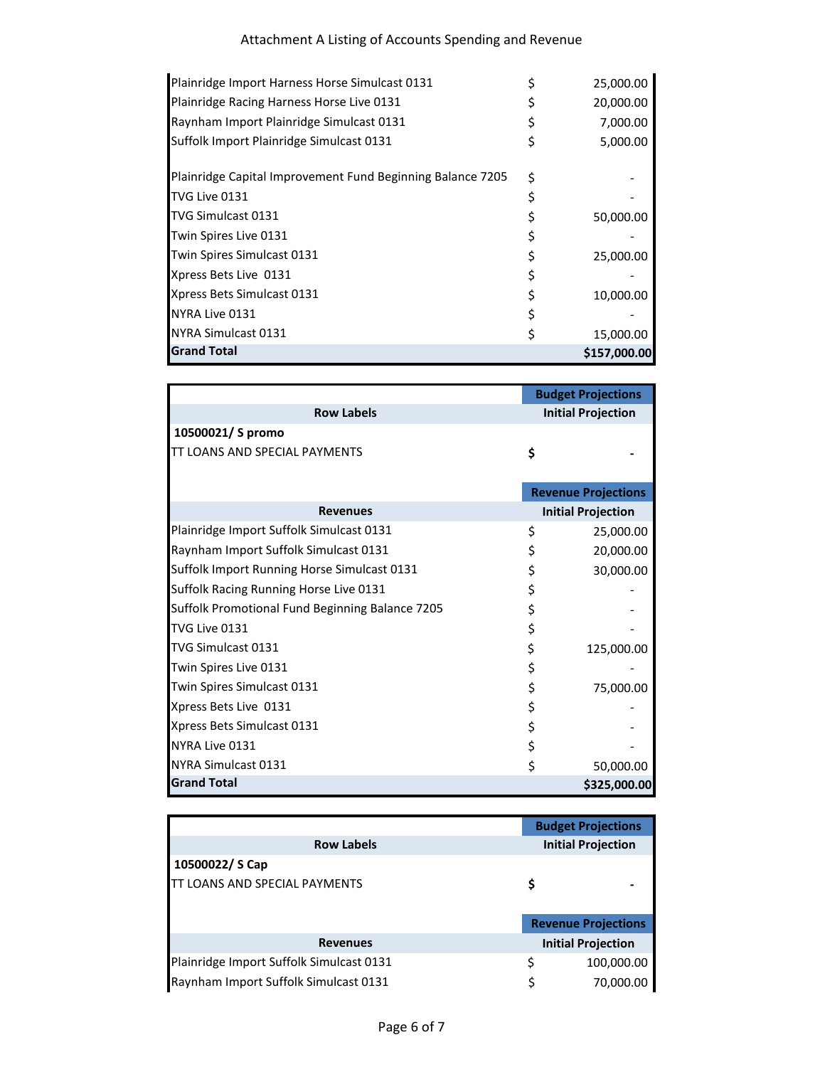# Attachment A Listing of Accounts Spending and Revenue

| | |
|---|---|
| Plainridge Import Harness Horse Simulcast 0131 | $ 25,000.00 |
| Plainridge Racing Harness Horse Live 0131 | $ 20,000.00 |
| Raynham Import Plainridge Simulcast 0131 | $ 7,000.00 |
| Suffolk Import Plainridge Simulcast 0131 | $ 5,000.00 |
| Plainridge Capital Improvement Fund Beginning Balance 7205 | $ - |
| TVG Live 0131 | $ - |
| TVG Simulcast 0131 | $ 50,000.00 |
| Twin Spires Live 0131 | $ - |
| Twin Spires Simulcast 0131 | $ 25,000.00 |
| Xpress Bets Live 0131 | $ - |
| Xpress Bets Simulcast 0131 | $ 10,000.00 |
| NYRA Live 0131 | $ - |
| NYRA Simulcast 0131 | $ 15,000.00 |
| **Grand Total** | **$157,000.00** |

| | **Budget Projections** |
|---|---|
| **Row Labels** | **Initial Projection** |
| **10500021/ S promo** | |
| TT LOANS AND SPECIAL PAYMENTS | **$ -** |
| | **Revenue Projections** |
| **Revenues** | **Initial Projection** |
| Plainridge Import Suffolk Simulcast 0131 | $ 25,000.00 |
| Raynham Import Suffolk Simulcast 0131 | $ 20,000.00 |
| Suffolk Import Running Horse Simulcast 0131 | $ 30,000.00 |
| Suffolk Racing Running Horse Live 0131 | $ - |
| Suffolk Promotional Fund Beginning Balance 7205 | $ - |
| TVG Live 0131 | $ - |
| TVG Simulcast 0131 | $ 125,000.00 |
| Twin Spires Live 0131 | $ - |
| Twin Spires Simulcast 0131 | $ 75,000.00 |
| Xpress Bets Live 0131 | $ - |
| Xpress Bets Simulcast 0131 | $ - |
| NYRA Live 0131 | $ - |
| NYRA Simulcast 0131 | $ 50,000.00 |
| **Grand Total** | **$325,000.00** |

| | **Budget Projections** |
|---|---|
| **Row Labels** | **Initial Projection** |
| **10500022/ S Cap** | |
| TT LOANS AND SPECIAL PAYMENTS | **$ -** |
| | **Revenue Projections** |
| **Revenues** | **Initial Projection** |
| Plainridge Import Suffolk Simulcast 0131 | $ 100,000.00 |
| Raynham Import Suffolk Simulcast 0131 | $ 70,000.00 |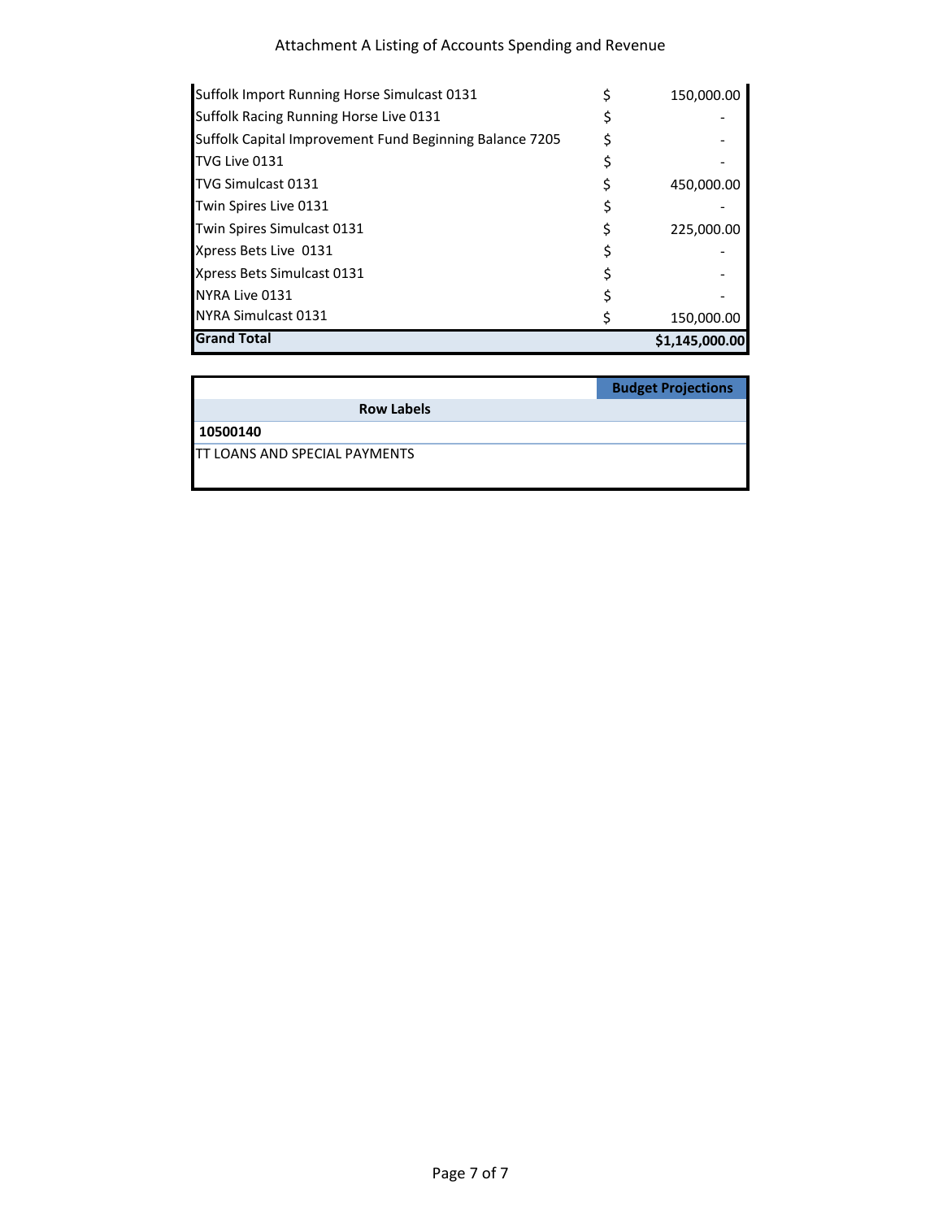| | | |
|---|---|---|
| Suffolk Import Running Horse Simulcast 0131 | $ | 150,000.00 |
| Suffolk Racing Running Horse Live 0131 | $ | - |
| Suffolk Capital Improvement Fund Beginning Balance 7205 | $ | - |
| TVG Live 0131 | $ | - |
| TVG Simulcast 0131 | $ | 450,000.00 |
| Twin Spires Live 0131 | $ | - |
| Twin Spires Simulcast 0131 | $ | 225,000.00 |
| Xpress Bets Live 0131 | $ | - |
| Xpress Bets Simulcast 0131 | $ | - |
| NYRA Live 0131 | $ | - |
| NYRA Simulcast 0131 | $ | 150,000.00 |
| **Grand Total** | | **$1,145,000.00** |

| Row Labels | Budget Projections |
|---|---|
| **10500140** | |
| TT LOANS AND SPECIAL PAYMENTS | |